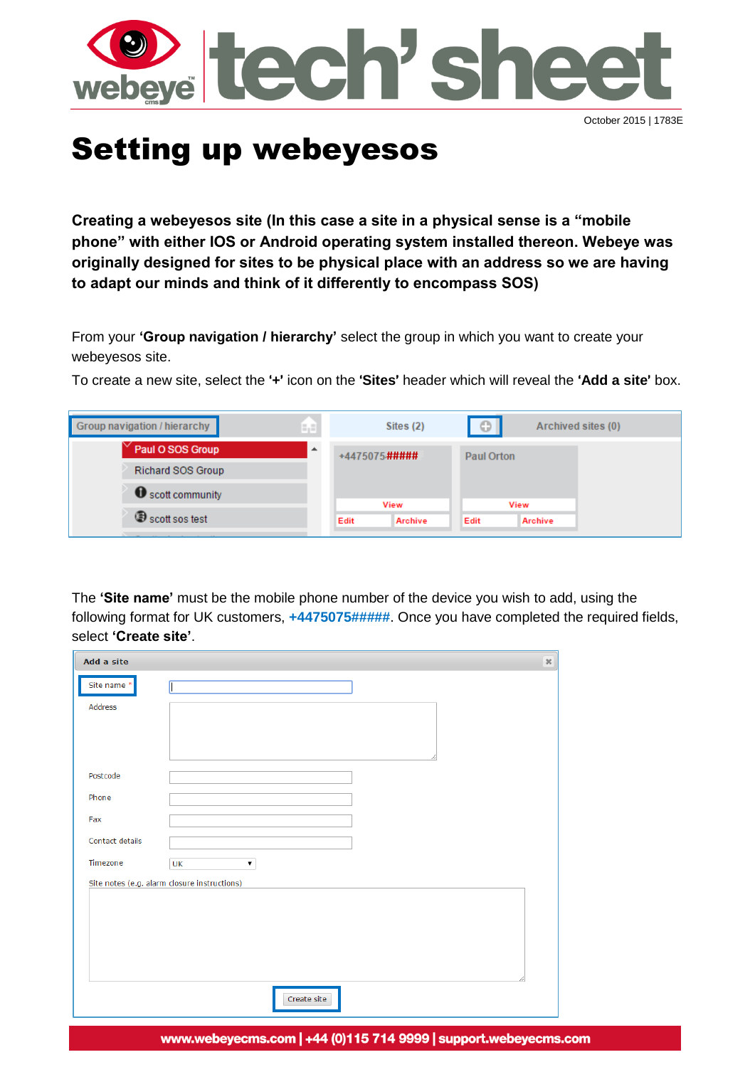# Setting up webeyesos

**Creating a webeyesos site (In this case a site in a physical sense is a "mobile phone" with either IOS or Android operating system installed thereon. Webeye was originally designed for sites to be physical place with an address so we are having to adapt our minds and think of it differently to encompass SOS)**

From your **'Group navigation / hierarchy'** select the group in which you want to create your webeyesos site.

To create a new site, select the **'+'** icon on the **'Sites'** header which will reveal the **'Add a site'** box.

The **'Site name'** must be the mobile phone number of the device you wish to add, using the following format for UK customers, **+4475075#####**. Once you have completed the required fields, select **'Create site'**.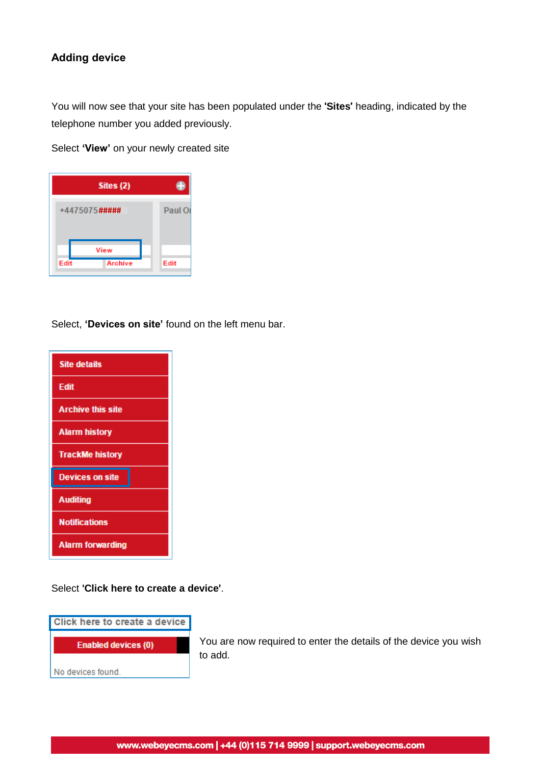## Adding device

You will now see that your site has been populated under the **'Sites'** heading, indicated by the telephone number you added previously.

Select **'View'** on your newly created site

Sites (2)

+4475075#####

View

Edit Archive

Select, **'Devices on site'** found on the left menu bar.

- Site details
- Edit
- Archive this site
- Alarm history
- TrackMe history
- Devices on site
- Auditing
- Notifications
- Alarm forwarding

Select **'Click here to create a device'**.

Click here to create a device

Enabled devices (0)

No devices found.

You are now required to enter the details of the device you wish to add.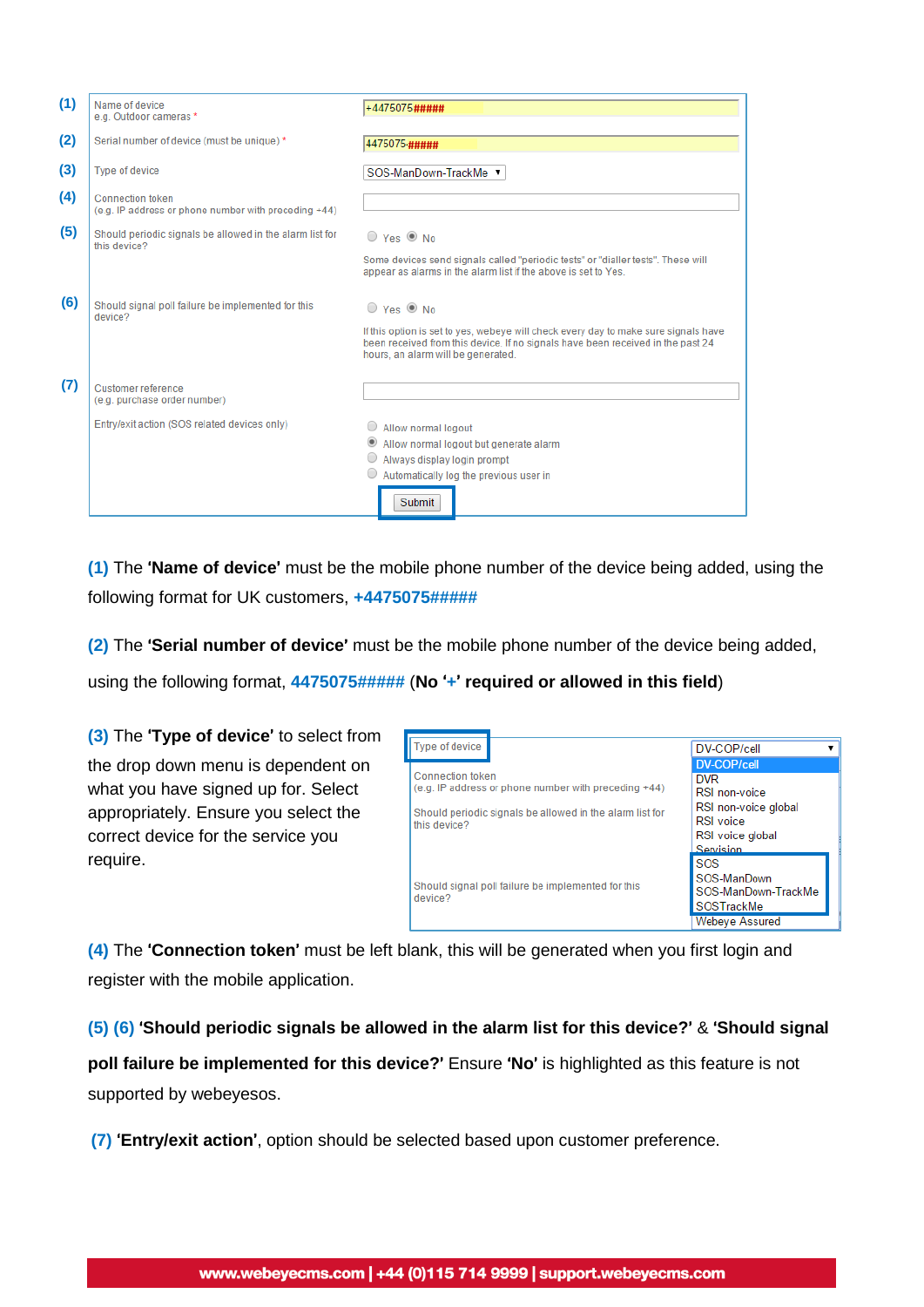| | | |
|---|---|---|
| **(1)** | Name of device<br>e.g. Outdoor cameras * | +4475075##### |
| **(2)** | Serial number of device (must be unique) * | 4475075##### |
| **(3)** | Type of device | SOS-ManDown-TrackMe ▼ |
| **(4)** | Connection token<br>(e.g. IP address or phone number with preceding +44) | |
| **(5)** | Should periodic signals be allowed in the alarm list for this device? | ○ Yes ◉ No<br>Some devices send signals called "periodic tests" or "dialler tests". These will appear as alarms in the alarm list if the above is set to Yes. |
| **(6)** | Should signal poll failure be implemented for this device? | ○ Yes ◉ No<br>If this option is set to yes, webeye will check every day to make sure signals have been received from this device. If no signals have been received in the past 24 hours, an alarm will be generated. |
| **(7)** | Customer reference<br>(e.g. purchase order number) | |
| | Entry/exit action (SOS related devices only) | ○ Allow normal logout<br>◉ Allow normal logout but generate alarm<br>○ Always display login prompt<br>○ Automatically log the previous user in |
| | | Submit |

**(1)** The **'Name of device'** must be the mobile phone number of the device being added, using the following format for UK customers, **+4475075#####**

**(2)** The **'Serial number of device'** must be the mobile phone number of the device being added, using the following format, **4475075#####** (**No '+' required or allowed in this field**)

**(3)** The **'Type of device'** to select from the drop down menu is dependent on what you have signed up for. Select appropriately. Ensure you select the correct device for the service you require.

| | |
|---|---|
| Type of device | DV-COP/cell ▼ |
| Connection token<br>(e.g. IP address or phone number with preceding +44) | DV-COP/cell<br>DVR<br>RSI non-voice<br>RSI non-voice global<br>RSI voice<br>RSI voice global |
| Should periodic signals be allowed in the alarm list for this device? | Servision<br>SOS<br>SOS-ManDown<br>SOS-ManDown-TrackMe<br>SOSTrackMe |
| Should signal poll failure be implemented for this device? | Webeye Assured |

**(4)** The **'Connection token'** must be left blank, this will be generated when you first login and register with the mobile application.

**(5) (6) 'Should periodic signals be allowed in the alarm list for this device?'** & **'Should signal poll failure be implemented for this device?'** Ensure **'No'** is highlighted as this feature is not supported by webeyesos.

**(7) 'Entry/exit action'**, option should be selected based upon customer preference.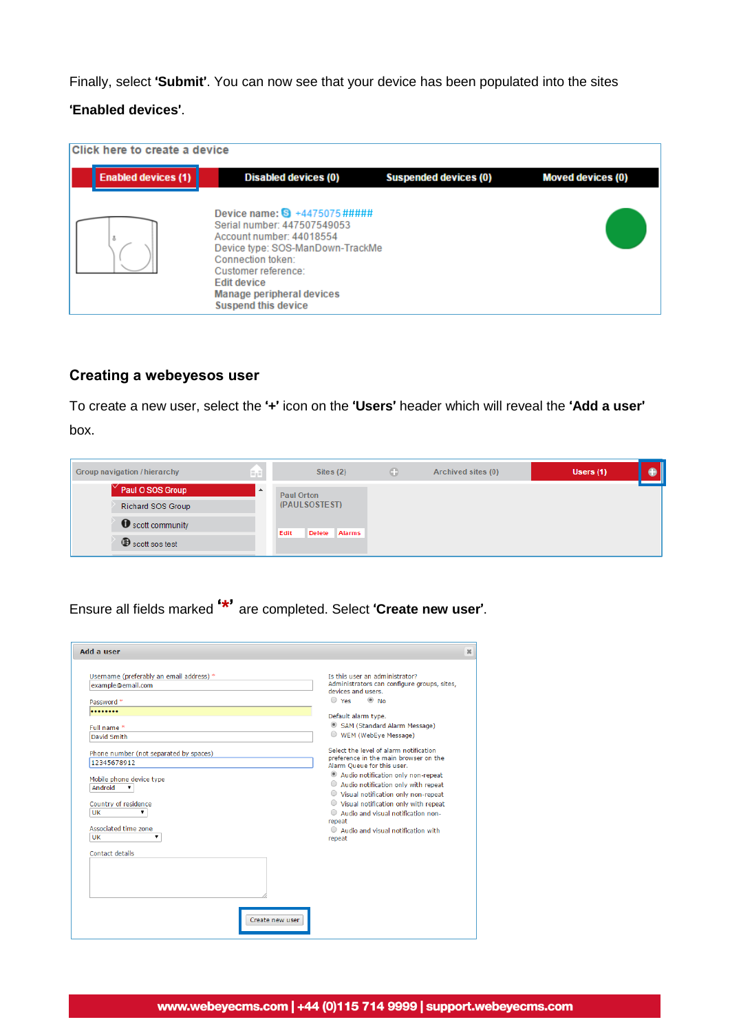Finally, select **'Submit'**. You can now see that your device has been populated into the sites **'Enabled devices'**.

Click here to create a device

Enabled devices (1) | Disabled devices (0) | Suspended devices (0) | Moved devices (0)

Device name: +4475075#####
Serial number: 447507549053
Account number: 44018554
Device type: SOS-ManDown-TrackMe
Connection token:
Customer reference:
Edit device
Manage peripheral devices
Suspend this device

## Creating a webeyesos user

To create a new user, select the **'+'** icon on the **'Users'** header which will reveal the **'Add a user'** box.

Group navigation / hierarchy | Sites (2) | Archived sites (0) | Users (1)

Paul O SOS Group
Richard SOS Group
scott community
scott sos test

Paul Orton (PAULSOSTEST)
Edit Delete Alarms

Ensure all fields marked **'*'** are completed. Select **'Create new user'**.

Add a user

Username (preferably an email address) *
example@email.com

Password *

Full name *
David Smith

Phone number (not separated by spaces)
12345678912

Mobile phone device type
Android

Country of residence
UK

Associated time zone
UK

Contact details

Create new user

Is this user an administrator? Administrators can configure groups, sites, devices and users.
Yes / No

Default alarm type.
SAM (Standard Alarm Message)
WEM (WebEye Message)

Select the level of alarm notification preference in the main browser on the Alarm Queue for this user.
Audio notification only non-repeat
Audio notification only with repeat
Visual notification only non-repeat
Visual notification only with repeat
Audio and visual notification non-repeat
Audio and visual notification with repeat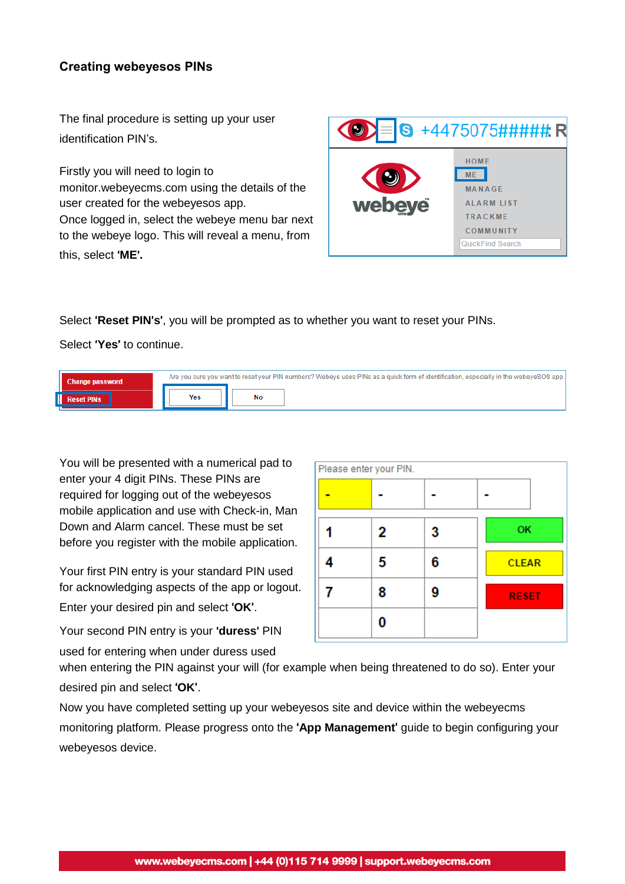### Creating webeyesos PINs

The final procedure is setting up your user identification PIN's.

Firstly you will need to login to monitor.webeyecms.com using the details of the user created for the webeyesos app.
Once logged in, select the webeye menu bar next to the webeye logo. This will reveal a menu, from this, select **'ME'.**

Select **'Reset PIN's'**, you will be prompted as to whether you want to reset your PINs.

Select **'Yes'** to continue.

You will be presented with a numerical pad to enter your 4 digit PINs. These PINs are required for logging out of the webeyesos mobile application and use with Check-in, Man Down and Alarm cancel. These must be set before you register with the mobile application.

Your first PIN entry is your standard PIN used for acknowledging aspects of the app or logout. Enter your desired pin and select **'OK'**.

Your second PIN entry is your **'duress'** PIN used for entering when under duress used when entering the PIN against your will (for example when being threatened to do so). Enter your desired pin and select **'OK'**.

Now you have completed setting up your webeyesos site and device within the webeyecms monitoring platform. Please progress onto the **'App Management'** guide to begin configuring your webeyesos device.